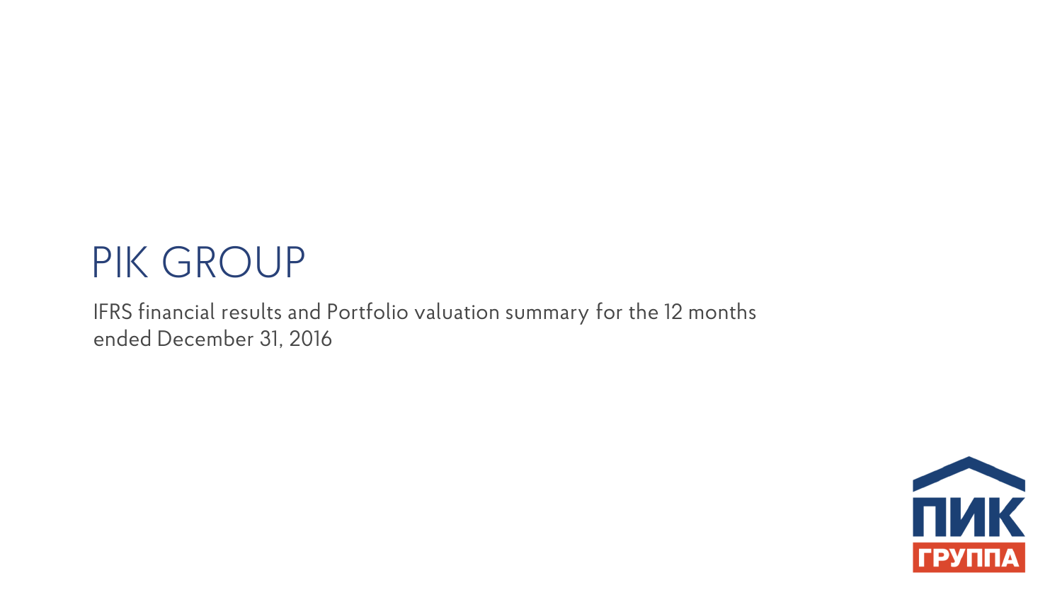# PIK GROUP

IFRS financial results and Portfolio valuation summary for the 12 months ended December 31, 2016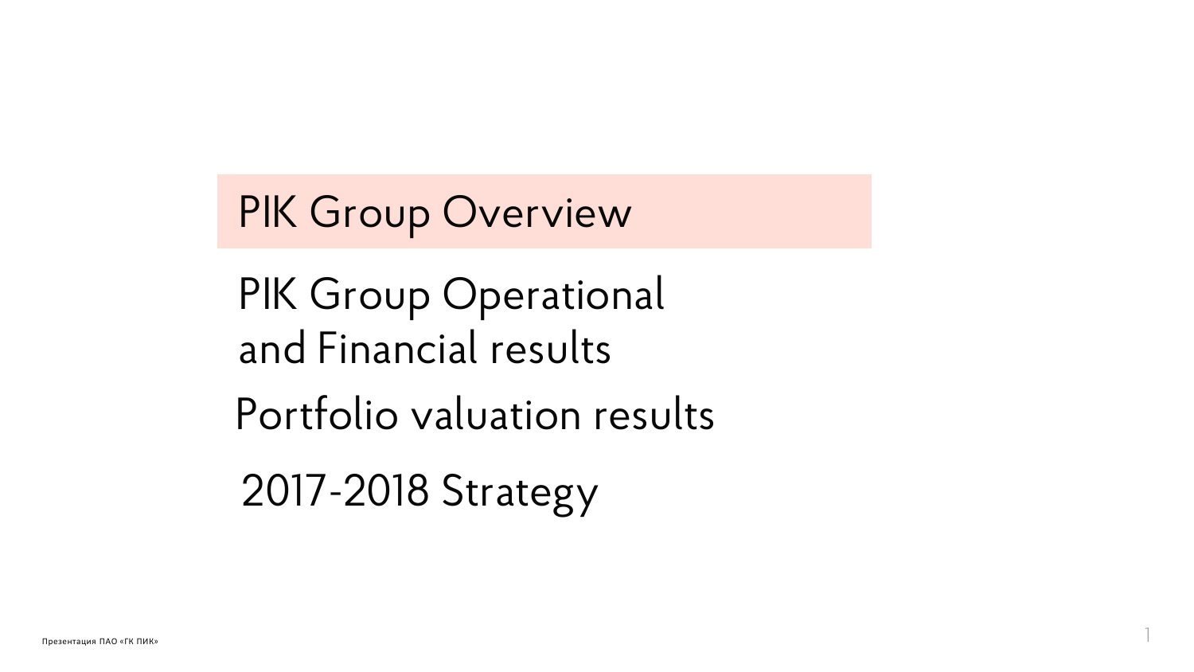PIK Group Overview

PIK Group Operational and Financial results

Portfolio valuation results

2017-2018 Strategy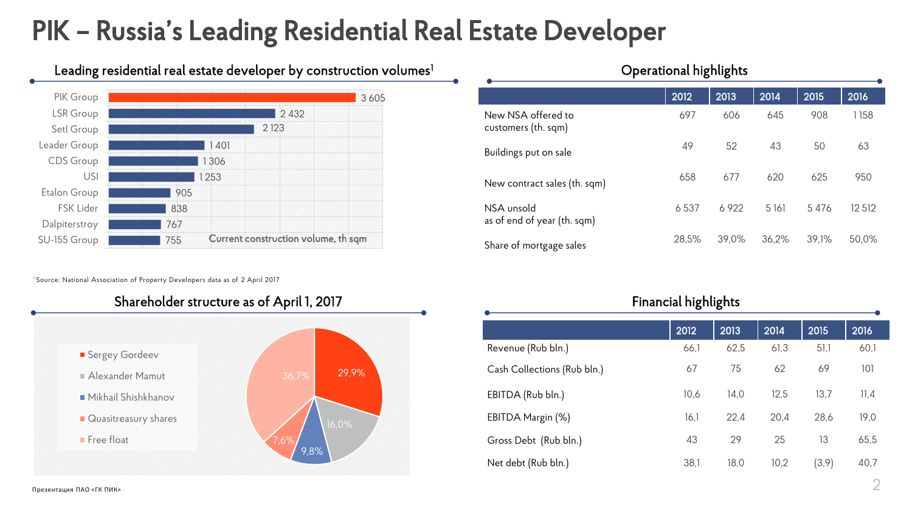# PIK – Russia's Leading Residential Real Estate Developer

## Leading residential real estate developer by construction volumes[1]

Current construction volume, th sqm

| Company | Current construction volume, th sqm |
|---|---|
| PIK Group | 3 605 |
| LSR Group | 2 432 |
| Setl Group | 2 123 |
| Leader Group | 1 401 |
| CDS Group | 1 306 |
| USI | 1 253 |
| Etalon Group | 905 |
| FSK Lider | 838 |
| Dalpiterstroy | 767 |
| SU-155 Group | 755 |

[1] Source: National Association of Property Developers data as of 2 April 2017

## Operational highlights

| | 2012 | 2013 | 2014 | 2015 | 2016 |
|---|---|---|---|---|---|
| New NSA offered to customers (th. sqm) | 697 | 606 | 645 | 908 | 1 158 |
| Buildings put on sale | 49 | 52 | 43 | 50 | 63 |
| New contract sales (th. sqm) | 658 | 677 | 620 | 625 | 950 |
| NSA unsold as of end of year (th. sqm) | 6 537 | 6 922 | 5 161 | 5 476 | 12 512 |
| Share of mortgage sales | 28,5% | 39,0% | 36,2% | 39,1% | 50,0% |

## Shareholder structure as of April 1, 2017

| Shareholder | Share |
|---|---|
| Sergey Gordeev | 29,9% |
| Alexander Mamut | 16,0% |
| Mikhail Shishkhanov | 9,8% |
| Quasitreasury shares | 7,6% |
| Free float | 36,7% |

## Financial highlights

| | 2012 | 2013 | 2014 | 2015 | 2016 |
|---|---|---|---|---|---|
| Revenue (Rub bln.) | 66,1 | 62,5 | 61,3 | 51,1 | 60,1 |
| Cash Collections (Rub bln.) | 67 | 75 | 62 | 69 | 101 |
| EBITDA (Rub bln.) | 10,6 | 14,0 | 12,5 | 13,7 | 11,4 |
| EBITDA Margin (%) | 16,1 | 22,4 | 20,4 | 28,6 | 19,0 |
| Gross Debt (Rub bln.) | 43 | 29 | 25 | 13 | 65,5 |
| Net debt (Rub bln.) | 38,1 | 18,0 | 10,2 | (3,9) | 40,7 |

Презентация ПАО «ГК ПИК»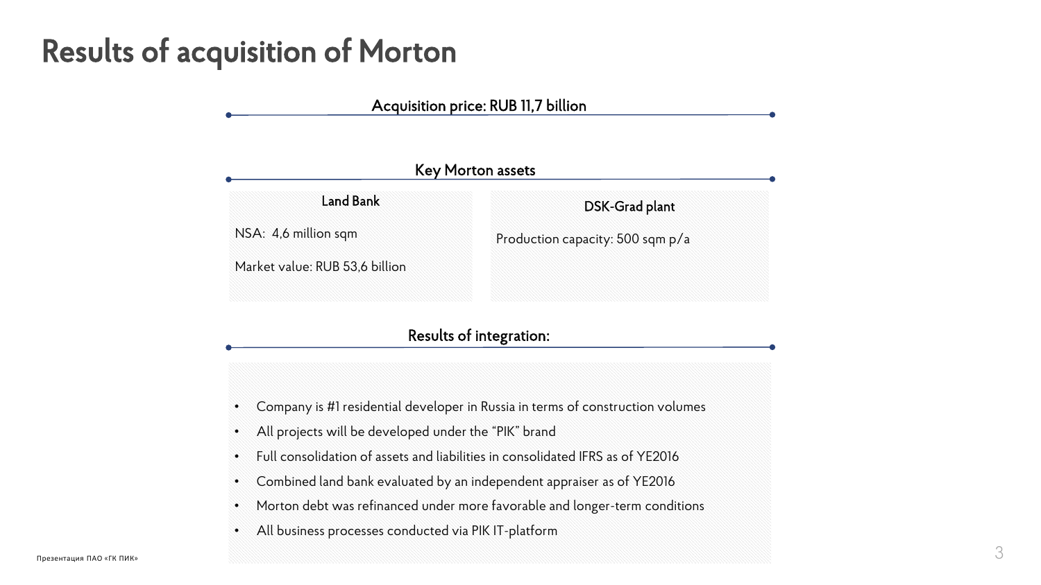# Results of acquisition of Morton

## Acquisition price: RUB 11,7 billion

## Key Morton assets

### Land Bank

NSA: 4,6 million sqm

Market value: RUB 53,6 billion

### DSK-Grad plant

Production capacity: 500 sqm p/a

## Results of integration:

- Company is #1 residential developer in Russia in terms of construction volumes
- All projects will be developed under the “PIK” brand
- Full consolidation of assets and liabilities in consolidated IFRS as of YE2016
- Combined land bank evaluated by an independent appraiser as of YE2016
- Morton debt was refinanced under more favorable and longer-term conditions
- All business processes conducted via PIK IT-platform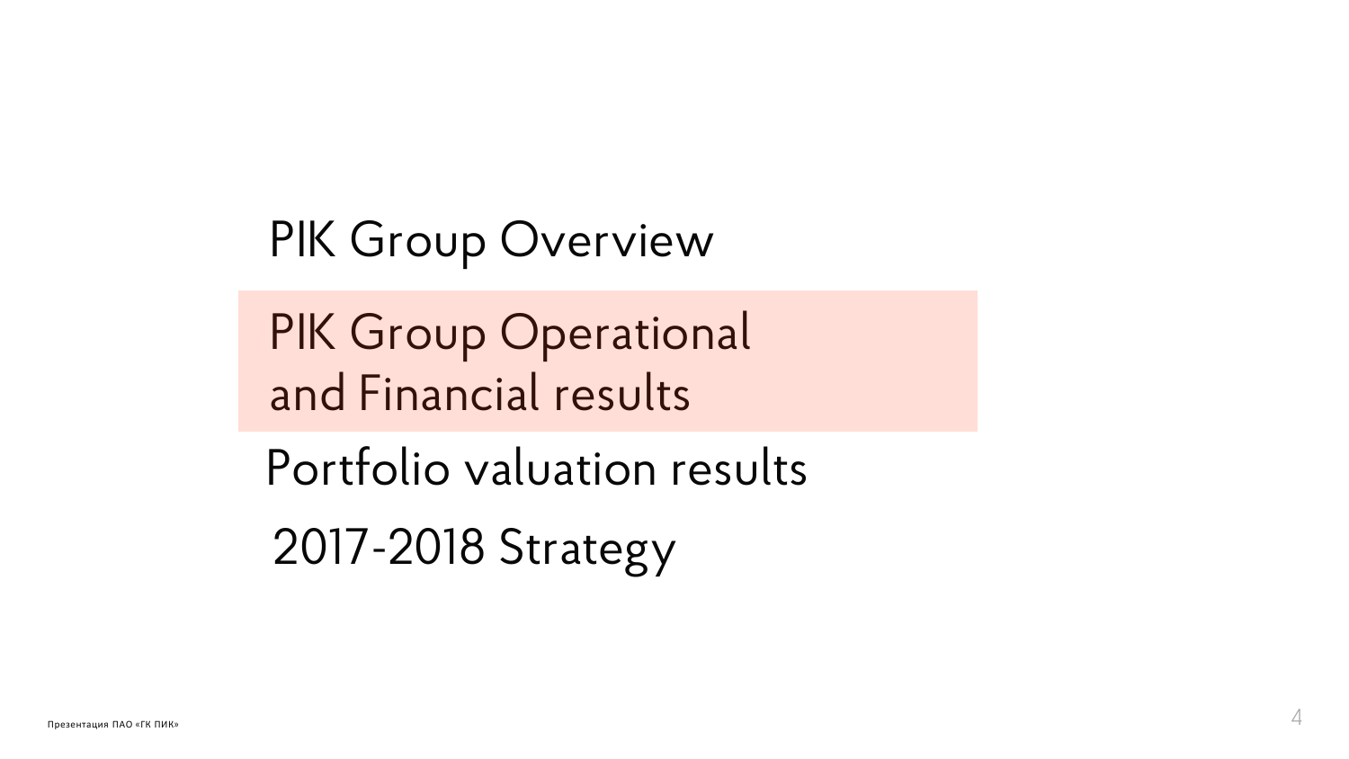PIK Group Overview

**PIK Group Operational and Financial results**

Portfolio valuation results

2017-2018 Strategy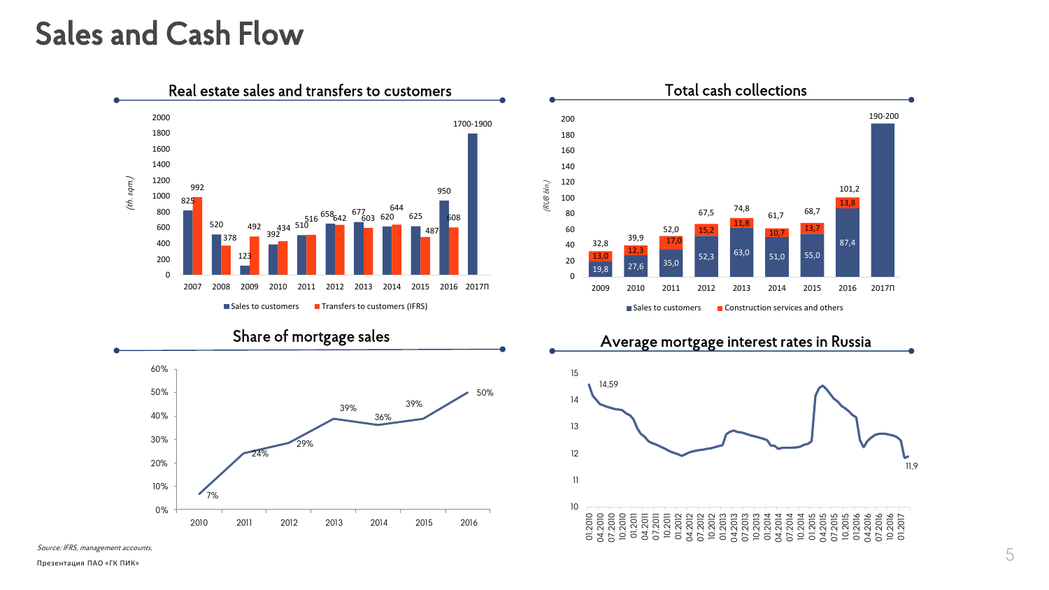# Sales and Cash Flow

## Real estate sales and transfers to customers

(th. sqm)

| | 2007 | 2008 | 2009 | 2010 | 2011 | 2012 | 2013 | 2014 | 2015 | 2016 | 2017П |
|---|---|---|---|---|---|---|---|---|---|---|---|
| Sales to customers | 825 | 520 | 123 | 392 | 510 | 658 | 677 | 620 | 625 | 950 | 1700-1900 |
| Transfers to customers (IFRS) | 992 | 378 | 492 | 434 | 516 | 642 | 603 | 644 | 487 | 608 | |

## Total cash collections

(RUB bln.)

| | 2009 | 2010 | 2011 | 2012 | 2013 | 2014 | 2015 | 2016 | 2017П |
|---|---|---|---|---|---|---|---|---|---|
| Sales to customers | 19,8 | 27,6 | 35,0 | 52,3 | 63,0 | 51,0 | 55,0 | 87,4 | |
| Construction services and others | 13,0 | 12,3 | 17,0 | 15,2 | 11,8 | 10,7 | 13,7 | 13,8 | |
| Total | 32,8 | 39,9 | 52,0 | 67,5 | 74,8 | 61,7 | 68,7 | 101,2 | 190-200 |

## Share of mortgage sales

| 2010 | 2011 | 2012 | 2013 | 2014 | 2015 | 2016 |
|---|---|---|---|---|---|---|
| 7% | 24% | 29% | 39% | 36% | 39% | 50% |

## Average mortgage interest rates in Russia

Start (01.2010): 14,59; end (01.2017): 11,9

*Source: IFRS, management accounts,*

Презентация ПАО «ГК ПИК»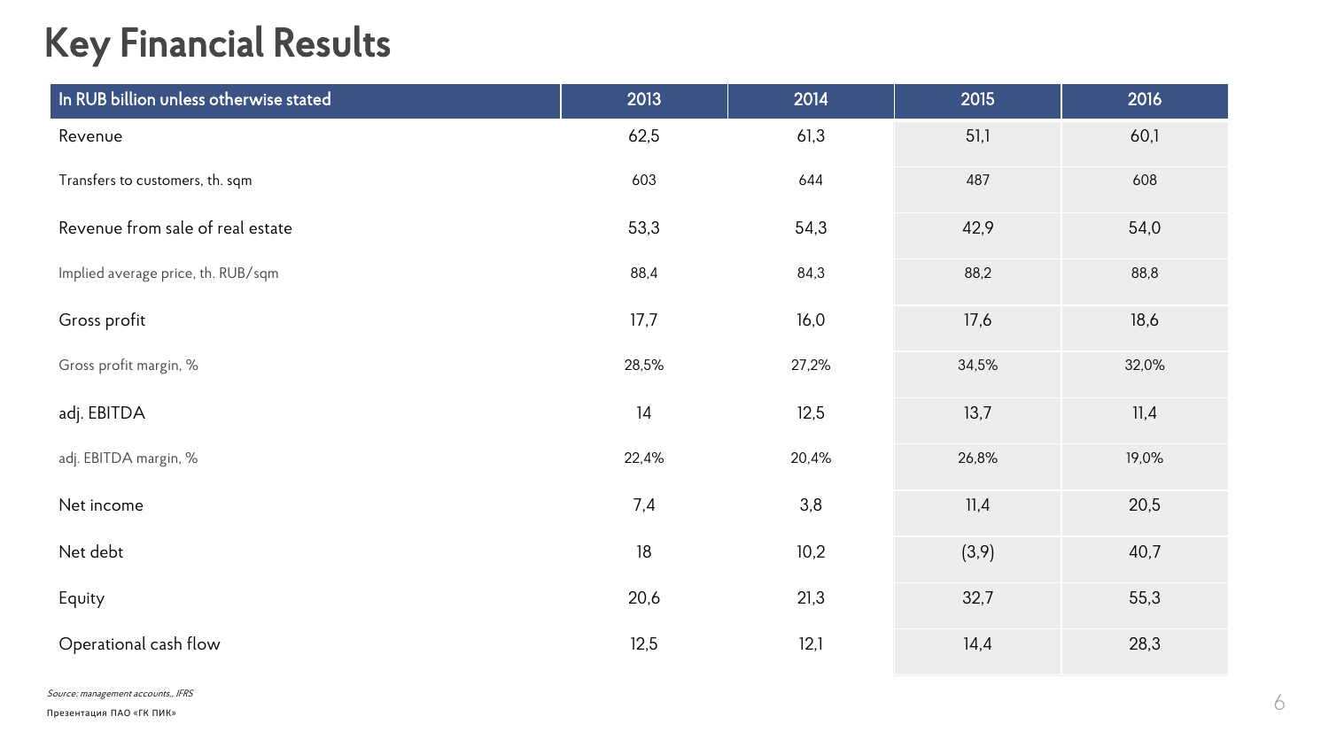# Key Financial Results

| In RUB billion unless otherwise stated | 2013 | 2014 | 2015 | 2016 |
|---|---|---|---|---|
| Revenue | 62,5 | 61,3 | 51,1 | 60,1 |
| Transfers to customers, th. sqm | 603 | 644 | 487 | 608 |
| Revenue from sale of real estate | 53,3 | 54,3 | 42,9 | 54,0 |
| Implied average price, th. RUB/sqm | 88,4 | 84,3 | 88,2 | 88,8 |
| Gross profit | 17,7 | 16,0 | 17,6 | 18,6 |
| Gross profit margin, % | 28,5% | 27,2% | 34,5% | 32,0% |
| adj. EBITDA | 14 | 12,5 | 13,7 | 11,4 |
| adj. EBITDA margin, % | 22,4% | 20,4% | 26,8% | 19,0% |
| Net income | 7,4 | 3,8 | 11,4 | 20,5 |
| Net debt | 18 | 10,2 | (3,9) | 40,7 |
| Equity | 20,6 | 21,3 | 32,7 | 55,3 |
| Operational cash flow | 12,5 | 12,1 | 14,4 | 28,3 |

*Source: management accounts,, IFRS*

Презентация ПАО «ГК ПИК»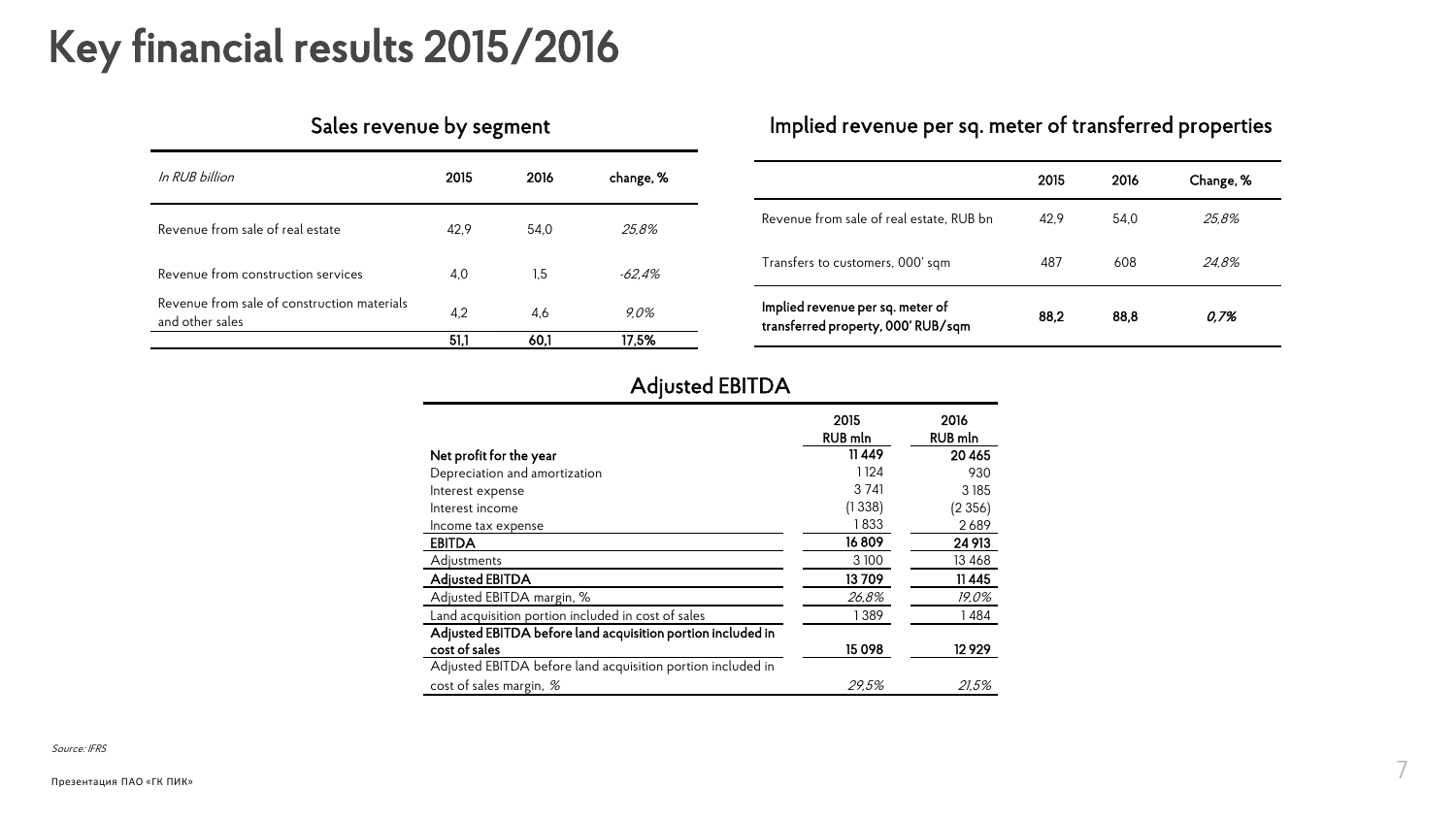# Key financial results 2015/2016

## Sales revenue by segment

| *In RUB billion* | 2015 | 2016 | change, % |
|---|---|---|---|
| Revenue from sale of real estate | 42,9 | 54,0 | *25,8%* |
| Revenue from construction services | 4,0 | 1,5 | *-62,4%* |
| Revenue from sale of construction materials and other sales | 4,2 | 4,6 | *9,0%* |
| | 51,1 | 60,1 | 17,5% |

## Implied revenue per sq. meter of transferred properties

| | 2015 | 2016 | Change, % |
|---|---|---|---|
| Revenue from sale of real estate, RUB bn | 42,9 | 54,0 | *25,8%* |
| Transfers to customers, 000' sqm | 487 | 608 | *24,8%* |
| **Implied revenue per sq. meter of transferred property, 000' RUB/sqm** | **88,2** | **88,8** | ***0,7%*** |

## Adjusted EBITDA

| | 2015 RUB mln | 2016 RUB mln |
|---|---|---|
| **Net profit for the year** | **11 449** | **20 465** |
| Depreciation and amortization | 1 124 | 930 |
| Interest expense | 3 741 | 3 185 |
| Interest income | (1 338) | (2 356) |
| Income tax expense | 1 833 | 2 689 |
| **EBITDA** | **16 809** | **24 913** |
| Adjustments | 3 100 | 13 468 |
| **Adjusted EBITDA** | **13 709** | **11 445** |
| Adjusted EBITDA margin, % | *26,8%* | *19,0%* |
| Land acquisition portion included in cost of sales | 1 389 | 1 484 |
| **Adjusted EBITDA before land acquisition portion included in cost of sales** | **15 098** | **12 929** |
| Adjusted EBITDA before land acquisition portion included in cost of sales margin, *%* | *29,5%* | *21,5%* |

*Source: IFRS*

Презентация ПАО «ГК ПИК»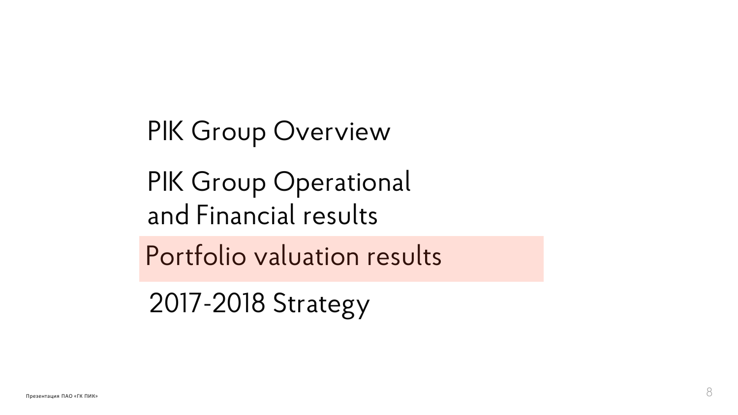PIK Group Overview

PIK Group Operational and Financial results

**Portfolio valuation results**

2017-2018 Strategy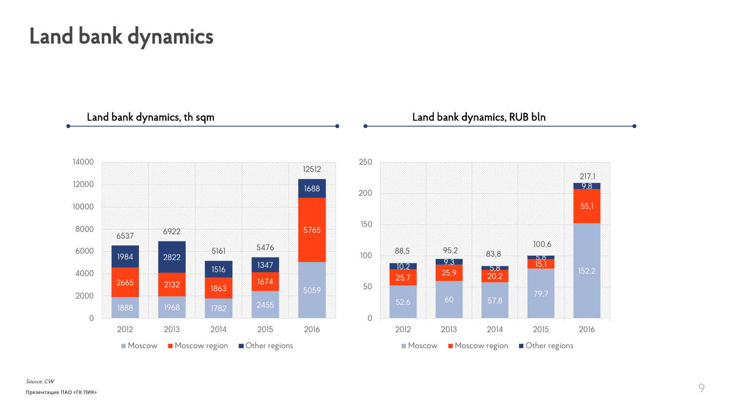# Land bank dynamics

## Land bank dynamics, th sqm

| Year | Moscow | Moscow region | Other regions | Total |
| --- | --- | --- | --- | --- |
| 2012 | 1888 | 2665 | 1984 | 6537 |
| 2013 | 1968 | 2132 | 2822 | 6922 |
| 2014 | 1782 | 1863 | 1516 | 5161 |
| 2015 | 2455 | 1674 | 1347 | 5476 |
| 2016 | 5059 | 5765 | 1688 | 12512 |

## Land bank dynamics, RUB bln

| Year | Moscow | Moscow region | Other regions | Total |
| --- | --- | --- | --- | --- |
| 2012 | 52,6 | 25,7 | 10,2 | 88,5 |
| 2013 | 60 | 25,9 | 9,3 | 95,2 |
| 2014 | 57,8 | 20,2 | 5,8 | 83,8 |
| 2015 | 79,7 | 15,1 | 5,8 | 100,6 |
| 2016 | 152,2 | 55,1 | 9,8 | 217,1 |

*Source: CW*

Презентация ПАО «ГК ПИК»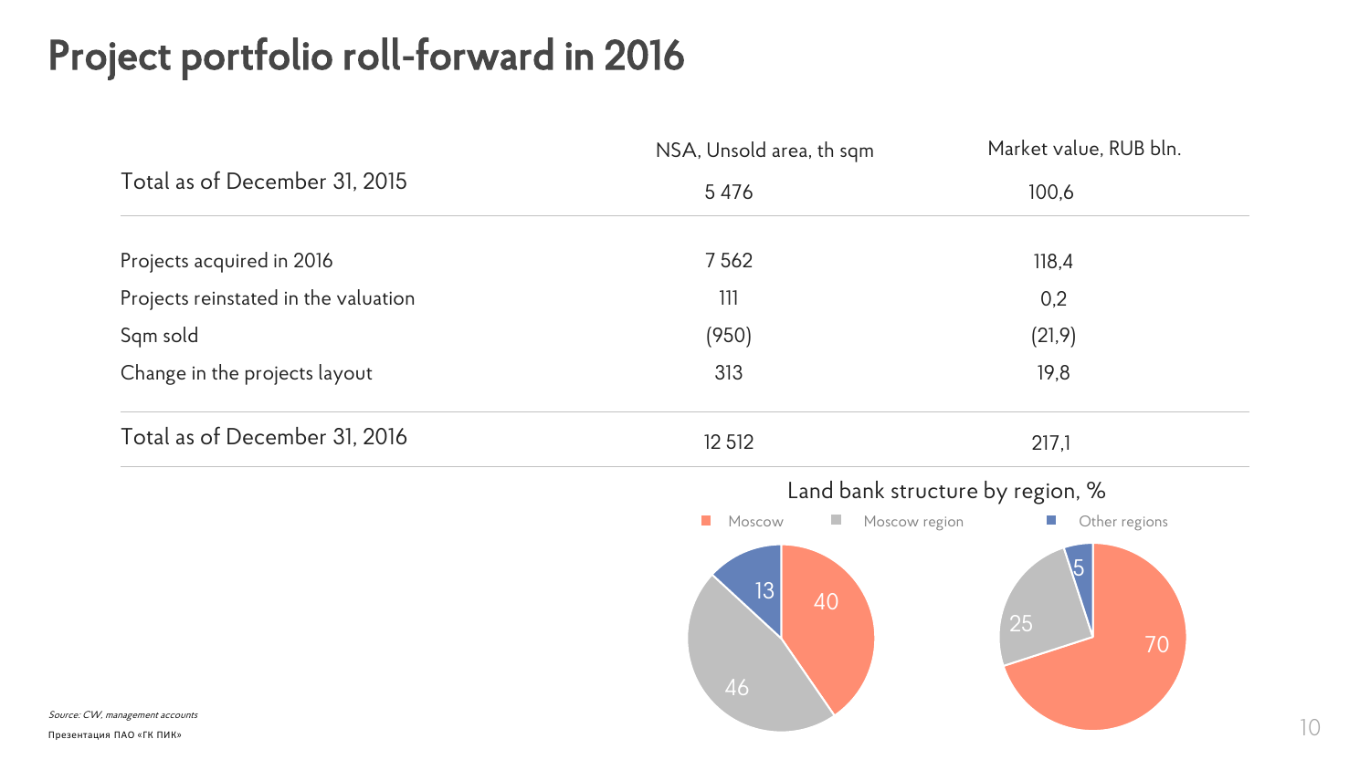# Project portfolio roll-forward in 2016

| | NSA, Unsold area, th sqm | Market value, RUB bln. |
|---|---|---|
| Total as of December 31, 2015 | 5 476 | 100,6 |
| Projects acquired in 2016 | 7 562 | 118,4 |
| Projects reinstated in the valuation | 111 | 0,2 |
| Sqm sold | (950) | (21,9) |
| Change in the projects layout | 313 | 19,8 |
| Total as of December 31, 2016 | 12 512 | 217,1 |

Land bank structure by region, %

| | Moscow | Moscow region | Other regions |
|---|---|---|---|
| Chart 1 | 40 | 46 | 13 |
| Chart 2 | 70 | 25 | 5 |

*Source: CW, management accounts*

Презентация ПАО «ГК ПИК»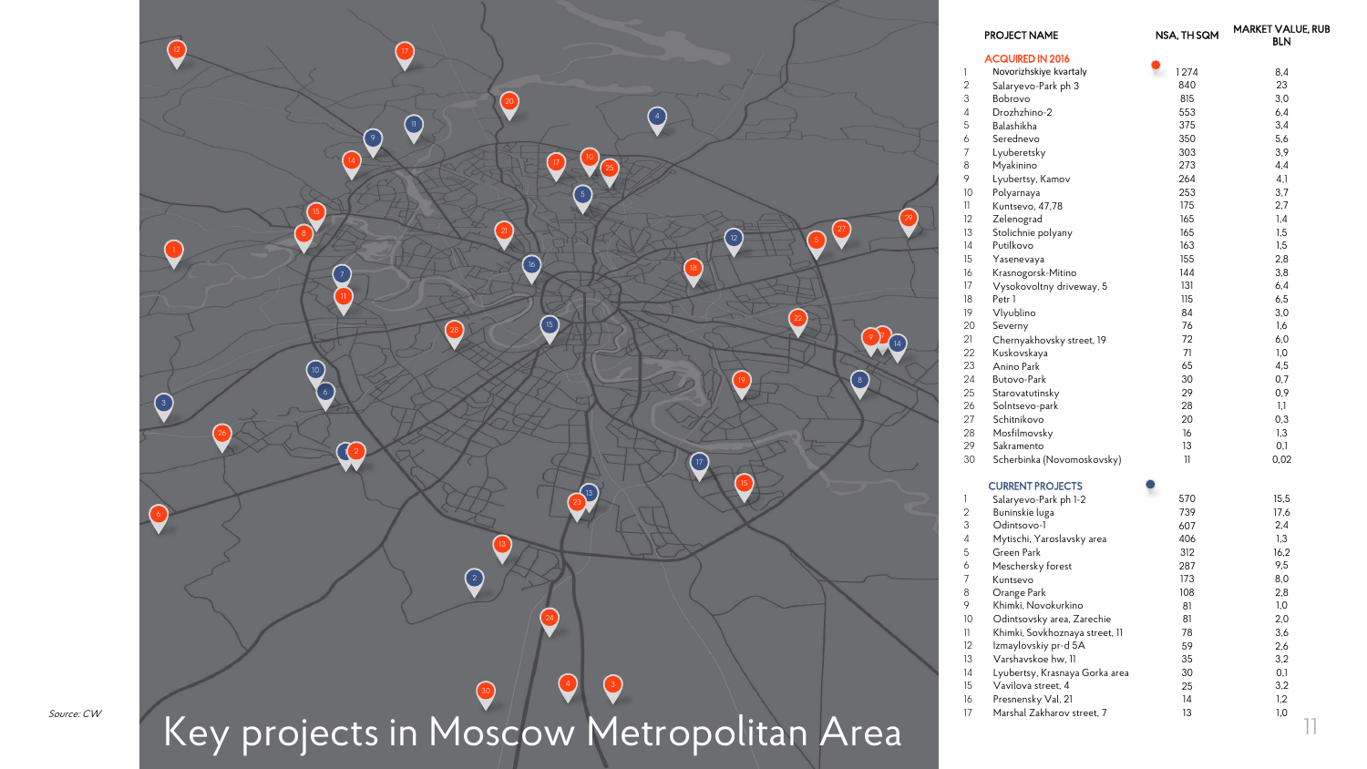# Key projects in Moscow Metropolitan Area

| | PROJECT NAME | NSA, TH SQM | MARKET VALUE, RUB BLN |
|---|---|---|---|
| | **ACQUIRED IN 2016** | | |
| 1 | Novorizhskiye kvartaly | 1 274 | 8,4 |
| 2 | Salaryevo-Park ph 3 | 840 | 23 |
| 3 | Bobrovo | 815 | 3,0 |
| 4 | Drozhzhino-2 | 553 | 6,4 |
| 5 | Balashikha | 375 | 3,4 |
| 6 | Serednevo | 350 | 5,6 |
| 7 | Lyuberetsky | 303 | 3,9 |
| 8 | Myakinino | 273 | 4,4 |
| 9 | Lyubertsy, Kamov | 264 | 4,1 |
| 10 | Polyarnaya | 253 | 3,7 |
| 11 | Kuntsevo, 47,78 | 175 | 2,7 |
| 12 | Zelenograd | 165 | 1,4 |
| 13 | Stolichnie polyany | 165 | 1,5 |
| 14 | Putilkovo | 163 | 1,5 |
| 15 | Yasenevaya | 155 | 2,8 |
| 16 | Krasnogorsk-Mitino | 144 | 3,8 |
| 17 | Vysokovoltny driveway, 5 | 131 | 6,4 |
| 18 | Petr 1 | 115 | 6,5 |
| 19 | Vlyublino | 84 | 3,0 |
| 20 | Severny | 76 | 1,6 |
| 21 | Chernyakhovsky street, 19 | 72 | 6,0 |
| 22 | Kuskovskaya | 71 | 1,0 |
| 23 | Anino Park | 65 | 4,5 |
| 24 | Butovo-Park | 30 | 0,7 |
| 25 | Starovatutinsky | 29 | 0,9 |
| 26 | Solntsevo-park | 28 | 1,1 |
| 27 | Schitnikovo | 20 | 0,3 |
| 28 | Mosfilmovsky | 16 | 1,3 |
| 29 | Sakramento | 13 | 0,1 |
| 30 | Scherbinka (Novomoskovsky) | 11 | 0,02 |
| | **CURRENT PROJECTS** | | |
| 1 | Salaryevo-Park ph 1-2 | 570 | 15,5 |
| 2 | Buninskie luga | 739 | 17,6 |
| 3 | Odintsovo-1 | 607 | 2,4 |
| 4 | Mytischi, Yaroslavsky area | 406 | 1,3 |
| 5 | Green Park | 312 | 16,2 |
| 6 | Meschersky forest | 287 | 9,5 |
| 7 | Kuntsevo | 173 | 8,0 |
| 8 | Orange Park | 108 | 2,8 |
| 9 | Khimki, Novokurkino | 81 | 1,0 |
| 10 | Odintsovsky area, Zarechie | 81 | 2,0 |
| 11 | Khimki, Sovkhoznaya street, 11 | 78 | 3,6 |
| 12 | Izmaylovskiy pr-d 5A | 59 | 2,6 |
| 13 | Varshavskoe hw, 11 | 35 | 3,2 |
| 14 | Lyubertsy, Krasnaya Gorka area | 30 | 0,1 |
| 15 | Vavilova street, 4 | 25 | 3,2 |
| 16 | Presnensky Val, 21 | 14 | 1,2 |
| 17 | Marshal Zakharov street, 7 | 13 | 1,0 |

*Source: CW*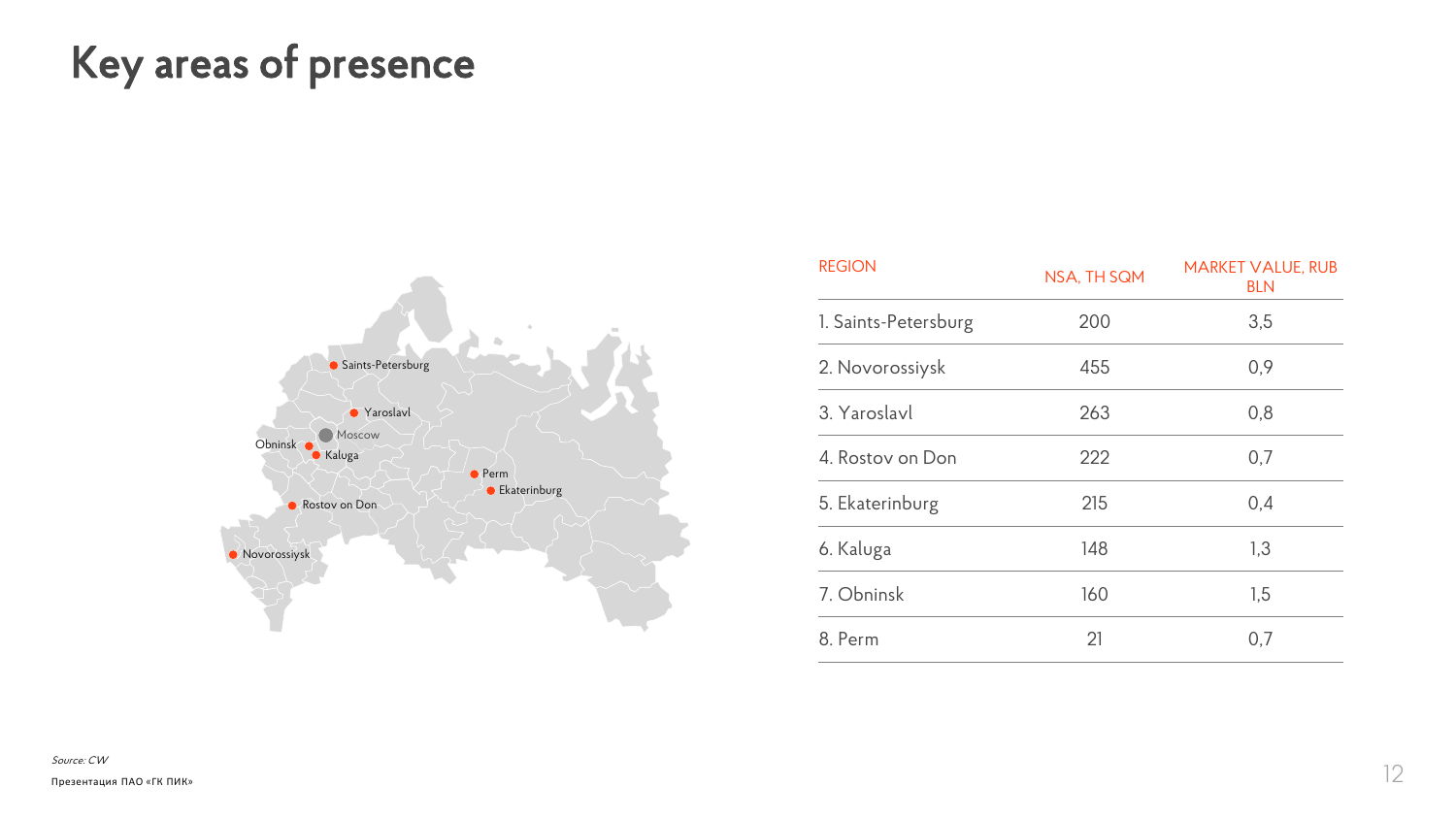# Key areas of presence

| REGION | NSA, TH SQM | MARKET VALUE, RUB BLN |
|---|---|---|
| 1. Saints-Petersburg | 200 | 3,5 |
| 2. Novorossiysk | 455 | 0,9 |
| 3. Yaroslavl | 263 | 0,8 |
| 4. Rostov on Don | 222 | 0,7 |
| 5. Ekaterinburg | 215 | 0,4 |
| 6. Kaluga | 148 | 1,3 |
| 7. Obninsk | 160 | 1,5 |
| 8. Perm | 21 | 0,7 |

*Source: CW*

Презентация ПАО «ГК ПИК»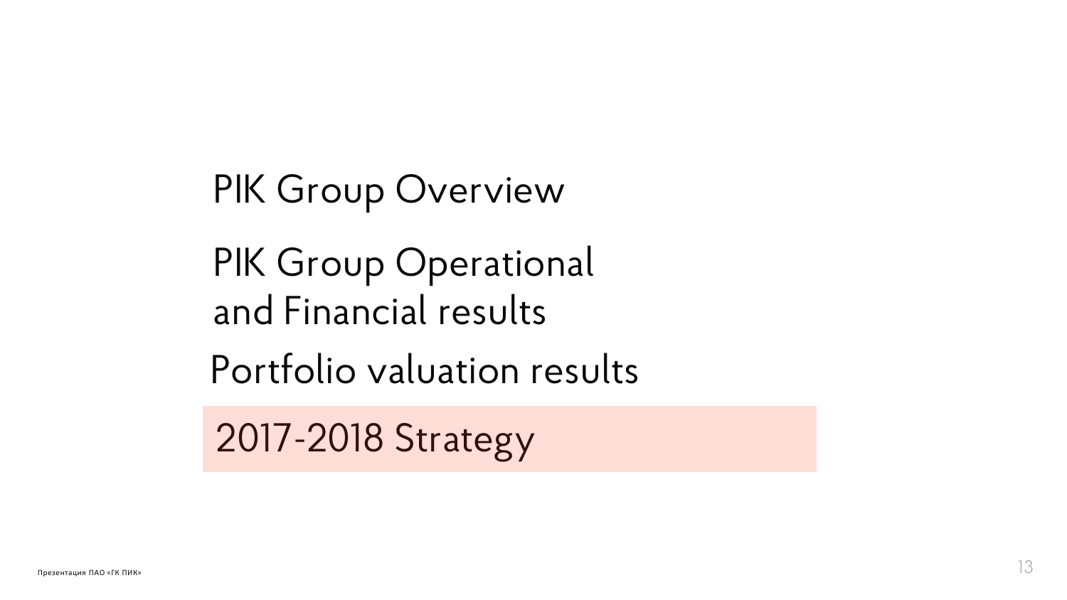PIK Group Overview

PIK Group Operational and Financial results

Portfolio valuation results

**2017-2018 Strategy**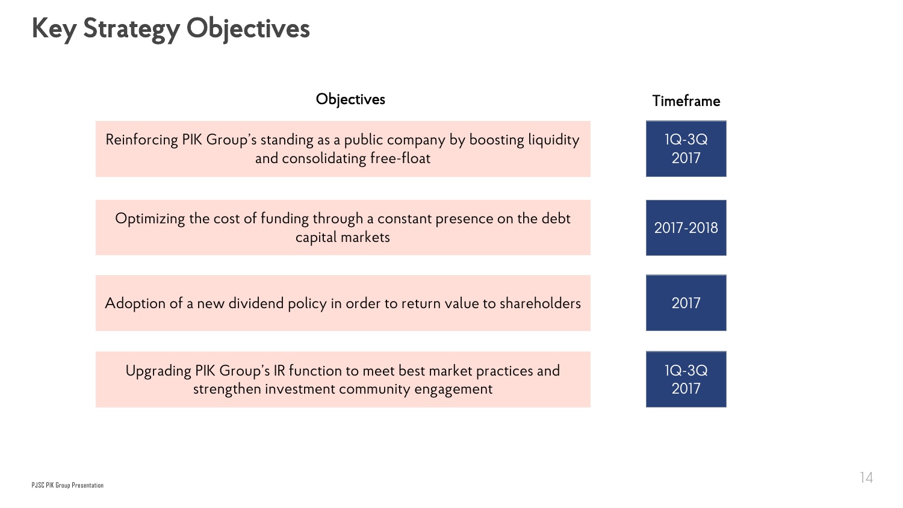# Key Strategy Objectives

| Objectives | Timeframe |
|---|---|
| Reinforcing PIK Group's standing as a public company by boosting liquidity and consolidating free-float | 1Q-3Q 2017 |
| Optimizing the cost of funding through a constant presence on the debt capital markets | 2017-2018 |
| Adoption of a new dividend policy in order to return value to shareholders | 2017 |
| Upgrading PIK Group's IR function to meet best market practices and strengthen investment community engagement | 1Q-3Q 2017 |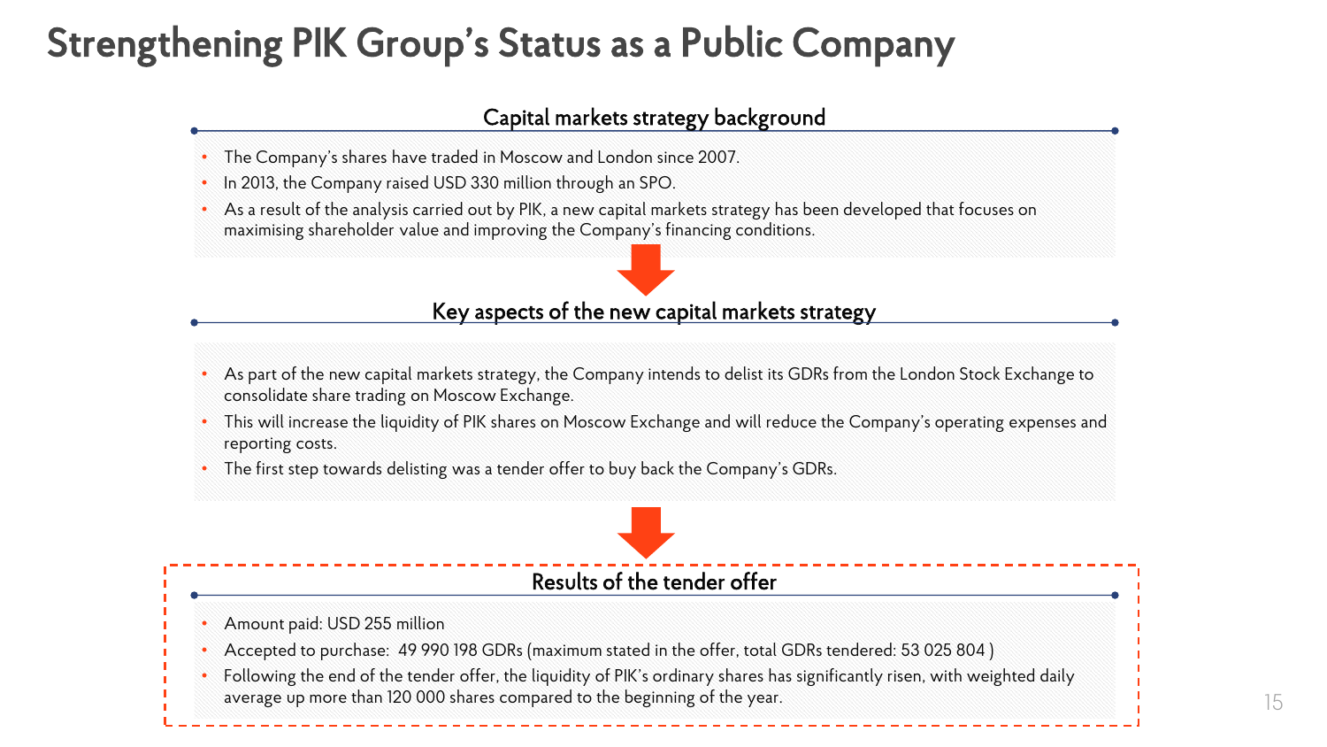# Strengthening PIK Group's Status as a Public Company

## Capital markets strategy background

- The Company's shares have traded in Moscow and London since 2007.
- In 2013, the Company raised USD 330 million through an SPO.
- As a result of the analysis carried out by PIK, a new capital markets strategy has been developed that focuses on maximising shareholder value and improving the Company's financing conditions.

## Key aspects of the new capital markets strategy

- As part of the new capital markets strategy, the Company intends to delist its GDRs from the London Stock Exchange to consolidate share trading on Moscow Exchange.
- This will increase the liquidity of PIK shares on Moscow Exchange and will reduce the Company's operating expenses and reporting costs.
- The first step towards delisting was a tender offer to buy back the Company's GDRs.

## Results of the tender offer

- Amount paid: USD 255 million
- Accepted to purchase: 49 990 198 GDRs (maximum stated in the offer, total GDRs tendered: 53 025 804 )
- Following the end of the tender offer, the liquidity of PIK's ordinary shares has significantly risen, with weighted daily average up more than 120 000 shares compared to the beginning of the year.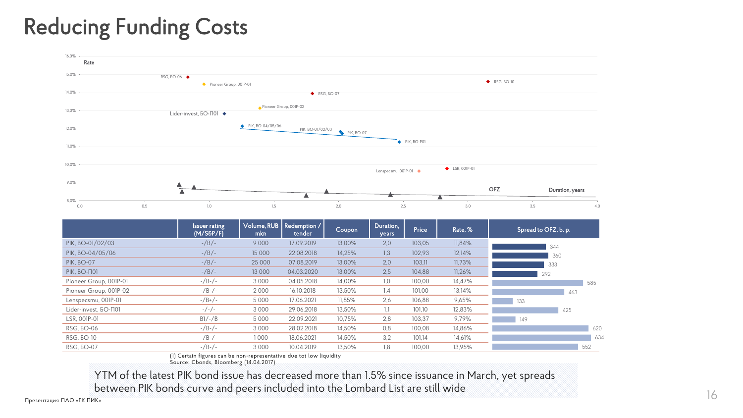# Reducing Funding Costs

|  | Issuer rating (M/S&P/F) | Volume, RUB mkn | Redemption / tender | Coupon | Duration, years | Price | Rate, % | Spread to OFZ, b. p. |
|---|---|---|---|---|---|---|---|---|
| PIK, БО-01/02/03 | -/B/- | 9 000 | 17.09.2019 | 13,00% | 2,0 | 103,05 | 11,84% | 344 |
| PIK, БО-04/05/06 | -/B/- | 15 000 | 22.08.2018 | 14,25% | 1,3 | 102,93 | 12,14% | 360 |
| PIK, БО-07 | -/B/- | 25 000 | 07.08.2019 | 13,00% | 2,0 | 103,11 | 11,73% | 333 |
| PIK, БО-П01 | -/B/- | 13 000 | 04.03.2020 | 13,00% | 2,5 | 104,88 | 11,26% | 292 |
| Pioneer Group, 001P-01 | -/B-/- | 3 000 | 04.05.2018 | 14,00% | 1,0 | 100,00 | 14,47% | 585 |
| Pioneer Group, 001P-02 | -/B-/- | 2 000 | 16.10.2018 | 13,50% | 1,4 | 101,00 | 13,14% | 463 |
| Lenspecsmu, 001P-01 | -/B+/- | 5 000 | 17.06.2021 | 11,85% | 2,6 | 106,88 | 9,65% | 133 |
| Lider-invest, БО-П01 | -/-/- | 3 000 | 29.06.2018 | 13,50% | 1,1 | 101,10 | 12,83% | 425 |
| LSR, 001P-01 | B1/-/B | 5 000 | 22.09.2021 | 10,75% | 2,8 | 103,37 | 9,79% | 149 |
| RSG, БО-06 | -/B-/- | 3 000 | 28.02.2018 | 14,50% | 0,8 | 100,08 | 14,86% | 620 |
| RSG, БО-10 | -/B-/- | 1 000 | 18.06.2021 | 14,50% | 3,2 | 101,14 | 14,61% | 634 |
| RSG, БО-07 | -/B-/- | 3 000 | 10.04.2019 | 13,50% | 1,8 | 100,00 | 13,95% | 552 |

(1) Certain figures can be non-representative due tot low liquidity
Source: Cbonds, Bloomberg (14.04.2017)

YTM of the latest PIK bond issue has decreased more than 1.5% since issuance in March, yet spreads between PIK bonds curve and peers included into the Lombard List are still wide

Презентация ПАО «ГК ПИК»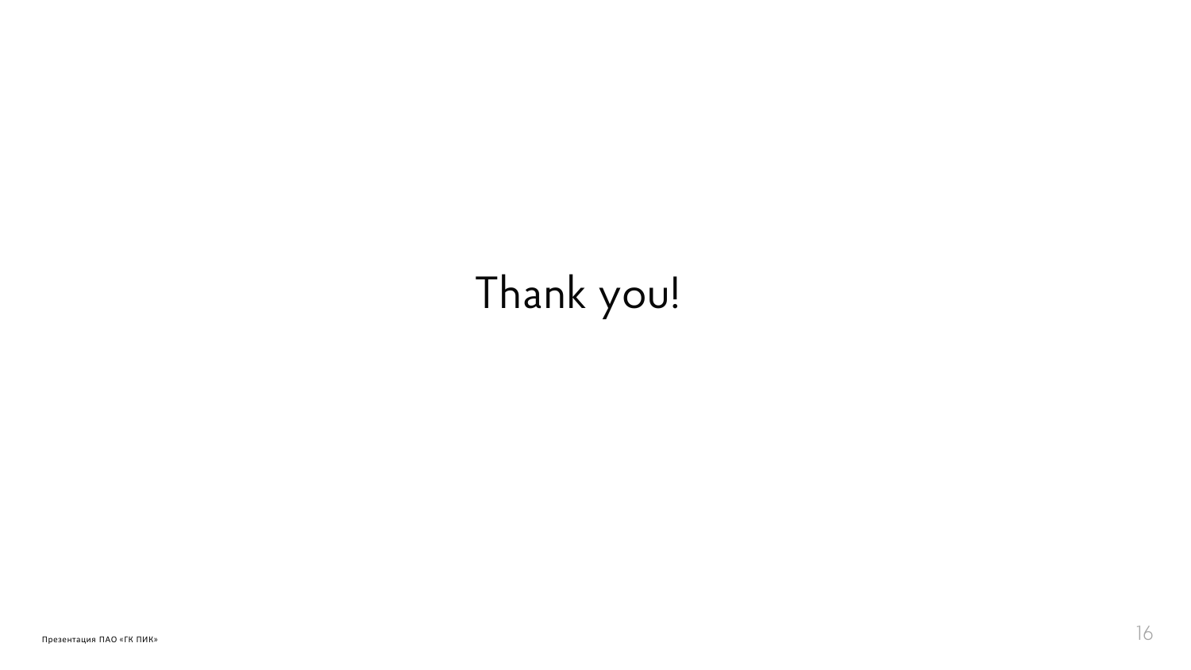Thank you!